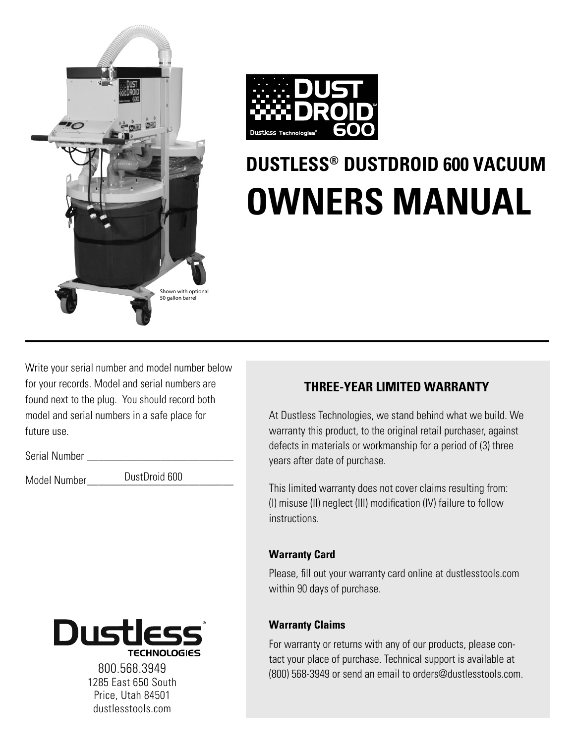Shown with optional 50 gallon barrel

# DUSTLESS® DUSTDROID 600 VACUUM

# OWNERS MANUAL

Write your serial number and model number below for your records. Model and serial numbers are found next to the plug. You should record both model and serial numbers in a safe place for future use.

Serial Number ______________________________

Model Number DustDroid 600

## THREE-YEAR LIMITED WARRANTY

At Dustless Technologies, we stand behind what we build. We warranty this product, to the original retail purchaser, against defects in materials or workmanship for a period of (3) three years after date of purchase.

This limited warranty does not cover claims resulting from: (I) misuse (II) neglect (III) modification (IV) failure to follow instructions.

### Warranty Card

Please, fill out your warranty card online at dustlesstools.com within 90 days of purchase.

### Warranty Claims

For warranty or returns with any of our products, please contact your place of purchase. Technical support is available at (800) 568-3949 or send an email to orders@dustlesstools.com.

Dustless Technologies
800.568.3949
1285 East 650 South
Price, Utah 84501
dustlesstools.com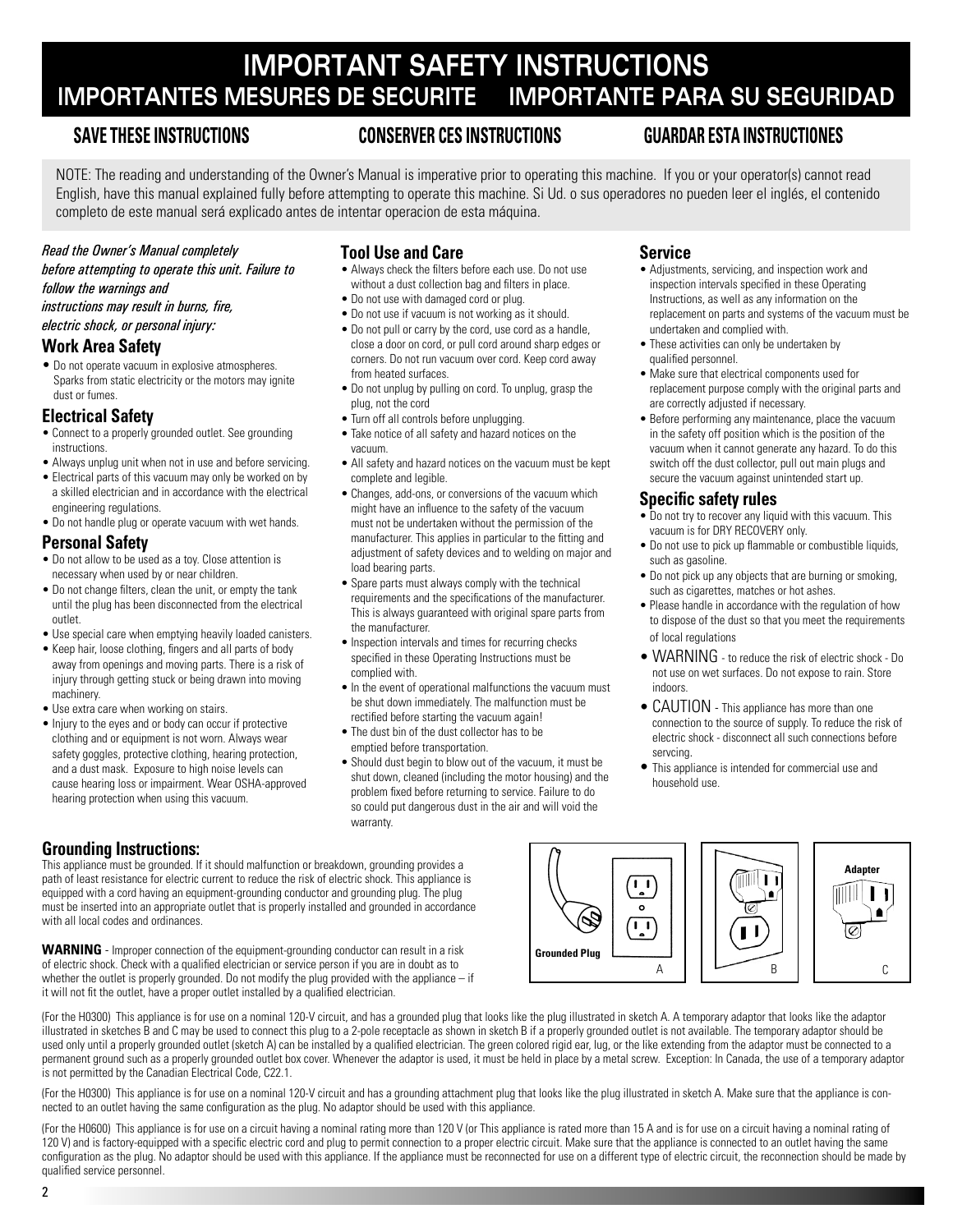# IMPORTANT SAFETY INSTRUCTIONS

## IMPORTANTES MESURES DE SECURITE IMPORTANTE PARA SU SEGURIDAD

**SAVE THESE INSTRUCTIONS** **CONSERVER CES INSTRUCTIONS** **GUARDAR ESTA INSTRUCTIONES**

NOTE: The reading and understanding of the Owner's Manual is imperative prior to operating this machine. If you or your operator(s) cannot read English, have this manual explained fully before attempting to operate this machine. Si Ud. o sus operadores no pueden leer el inglés, el contenido completo de este manual será explicado antes de intentar operacion de esta máquina.

*Read the Owner's Manual completely before attempting to operate this unit. Failure to follow the warnings and instructions may result in burns, fire, electric shock, or personal injury:*

### Work Area Safety

- Do not operate vacuum in explosive atmospheres. Sparks from static electricity or the motors may ignite dust or fumes.

### Electrical Safety

- Connect to a properly grounded outlet. See grounding instructions.
- Always unplug unit when not in use and before servicing.
- Electrical parts of this vacuum may only be worked on by a skilled electrician and in accordance with the electrical engineering regulations.
- Do not handle plug or operate vacuum with wet hands.

### Personal Safety

- Do not allow to be used as a toy. Close attention is necessary when used by or near children.
- Do not change filters, clean the unit, or empty the tank until the plug has been disconnected from the electrical outlet.
- Use special care when emptying heavily loaded canisters.
- Keep hair, loose clothing, fingers and all parts of body away from openings and moving parts. There is a risk of injury through getting stuck or being drawn into moving machinery.
- Use extra care when working on stairs.
- Injury to the eyes and or body can occur if protective clothing and or equipment is not worn. Always wear safety goggles, protective clothing, hearing protection, and a dust mask. Exposure to high noise levels can cause hearing loss or impairment. Wear OSHA-approved hearing protection when using this vacuum.

### Tool Use and Care

- Always check the filters before each use. Do not use without a dust collection bag and filters in place.
- Do not use with damaged cord or plug.
- Do not use if vacuum is not working as it should.
- Do not pull or carry by the cord, use cord as a handle, close a door on cord, or pull cord around sharp edges or corners. Do not run vacuum over cord. Keep cord away from heated surfaces.
- Do not unplug by pulling on cord. To unplug, grasp the plug, not the cord
- Turn off all controls before unplugging.
- Take notice of all safety and hazard notices on the vacuum.
- All safety and hazard notices on the vacuum must be kept complete and legible.
- Changes, add-ons, or conversions of the vacuum which might have an influence to the safety of the vacuum must not be undertaken without the permission of the manufacturer. This applies in particular to the fitting and adjustment of safety devices and to welding on major and load bearing parts.
- Spare parts must always comply with the technical requirements and the specifications of the manufacturer. This is always guaranteed with original spare parts from the manufacturer.
- Inspection intervals and times for recurring checks specified in these Operating Instructions must be complied with.
- In the event of operational malfunctions the vacuum must be shut down immediately. The malfunction must be rectified before starting the vacuum again!
- The dust bin of the dust collector has to be emptied before transportation.
- Should dust begin to blow out of the vacuum, it must be shut down, cleaned (including the motor housing) and the problem fixed before returning to service. Failure to do so could put dangerous dust in the air and will void the warranty.

### Service

- Adjustments, servicing, and inspection work and inspection intervals specified in these Operating Instructions, as well as any information on the replacement on parts and systems of the vacuum must be undertaken and complied with.
- These activities can only be undertaken by qualified personnel.
- Make sure that electrical components used for replacement purpose comply with the original parts and are correctly adjusted if necessary.
- Before performing any maintenance, place the vacuum in the safety off position which is the position of the vacuum when it cannot generate any hazard. To do this switch off the dust collector, pull out main plugs and secure the vacuum against unintended start up.

### Specific safety rules

- Do not try to recover any liquid with this vacuum. This vacuum is for DRY RECOVERY only.
- Do not use to pick up flammable or combustible liquids, such as gasoline.
- Do not pick up any objects that are burning or smoking, such as cigarettes, matches or hot ashes.
- Please handle in accordance with the regulation of how to dispose of the dust so that you meet the requirements of local regulations
- WARNING - to reduce the risk of electric shock - Do not use on wet surfaces. Do not expose to rain. Store indoors.
- CAUTION - This appliance has more than one connection to the source of supply. To reduce the risk of electric shock - disconnect all such connections before servcing.
- This appliance is intended for commercial use and household use.

### Grounding Instructions:

This appliance must be grounded. If it should malfunction or breakdown, grounding provides a path of least resistance for electric current to reduce the risk of electric shock. This appliance is equipped with a cord having an equipment-grounding conductor and grounding plug. The plug must be inserted into an appropriate outlet that is properly installed and grounded in accordance with all local codes and ordinances.

**WARNING** - Improper connection of the equipment-grounding conductor can result in a risk of electric shock. Check with a qualified electrician or service person if you are in doubt as to whether the outlet is properly grounded. Do not modify the plug provided with the appliance – if it will not fit the outlet, have a proper outlet installed by a qualified electrician.

Grounded Plug A B Adapter C

(For the H0300) This appliance is for use on a nominal 120-V circuit, and has a grounded plug that looks like the plug illustrated in sketch A. A temporary adaptor that looks like the adaptor illustrated in sketches B and C may be used to connect this plug to a 2-pole receptacle as shown in sketch B if a properly grounded outlet is not available. The temporary adaptor should be used only until a properly grounded outlet (sketch A) can be installed by a qualified electrician. The green colored rigid ear, lug, or the like extending from the adaptor must be connected to a permanent ground such as a properly grounded outlet box cover. Whenever the adaptor is used, it must be held in place by a metal screw. Exception: In Canada, the use of a temporary adaptor is not permitted by the Canadian Electrical Code, C22.1.

(For the H0300) This appliance is for use on a nominal 120-V circuit and has a grounding attachment plug that looks like the plug illustrated in sketch A. Make sure that the appliance is connected to an outlet having the same configuration as the plug. No adaptor should be used with this appliance.

(For the H0600) This appliance is for use on a circuit having a nominal rating more than 120 V (or This appliance is rated more than 15 A and is for use on a circuit having a nominal rating of 120 V) and is factory-equipped with a specific electric cord and plug to permit connection to a proper electric circuit. Make sure that the appliance is connected to an outlet having the same configuration as the plug. No adaptor should be used with this appliance. If the appliance must be reconnected for use on a different type of electric circuit, the reconnection should be made by qualified service personnel.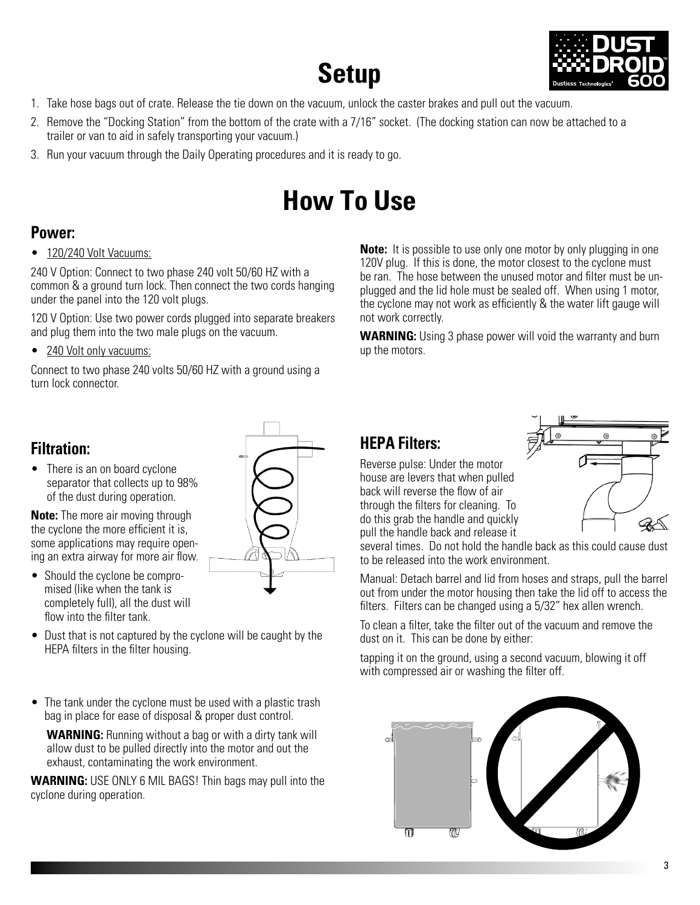# Setup

1. Take hose bags out of crate. Release the tie down on the vacuum, unlock the caster brakes and pull out the vacuum.
2. Remove the "Docking Station" from the bottom of the crate with a 7/16" socket. (The docking station can now be attached to a trailer or van to aid in safely transporting your vacuum.)
3. Run your vacuum through the Daily Operating procedures and it is ready to go.

# How To Use

## Power:

- 120/240 Volt Vacuums:

240 V Option: Connect to two phase 240 volt 50/60 HZ with a common & a ground turn lock. Then connect the two cords hanging under the panel into the 120 volt plugs.

120 V Option: Use two power cords plugged into separate breakers and plug them into the two male plugs on the vacuum.

- 240 Volt only vacuums:

Connect to two phase 240 volts 50/60 HZ with a ground using a turn lock connector.

**Note:** It is possible to use only one motor by only plugging in one 120V plug. If this is done, the motor closest to the cyclone must be ran. The hose between the unused motor and filter must be unplugged and the lid hole must be sealed off. When using 1 motor, the cyclone may not work as efficiently & the water lift gauge will not work correctly.

**WARNING:** Using 3 phase power will void the warranty and burn up the motors.

## Filtration:

- There is an on board cyclone separator that collects up to 98% of the dust during operation.

**Note:** The more air moving through the cyclone the more efficient it is, some applications may require opening an extra airway for more air flow.

- Should the cyclone be compromised (like when the tank is completely full), all the dust will flow into the filter tank.
- Dust that is not captured by the cyclone will be caught by the HEPA filters in the filter housing.

- The tank under the cyclone must be used with a plastic trash bag in place for ease of disposal & proper dust control.

  **WARNING:** Running without a bag or with a dirty tank will allow dust to be pulled directly into the motor and out the exhaust, contaminating the work environment.

**WARNING:** USE ONLY 6 MIL BAGS! Thin bags may pull into the cyclone during operation.

## HEPA Filters:

Reverse pulse: Under the motor house are levers that when pulled back will reverse the flow of air through the filters for cleaning. To do this grab the handle and quickly pull the handle back and release it several times. Do not hold the handle back as this could cause dust to be released into the work environment.

Manual: Detach barrel and lid from hoses and straps, pull the barrel out from under the motor housing then take the lid off to access the filters. Filters can be changed using a 5/32" hex allen wrench.

To clean a filter, take the filter out of the vacuum and remove the dust on it. This can be done by either:

tapping it on the ground, using a second vacuum, blowing it off with compressed air or washing the filter off.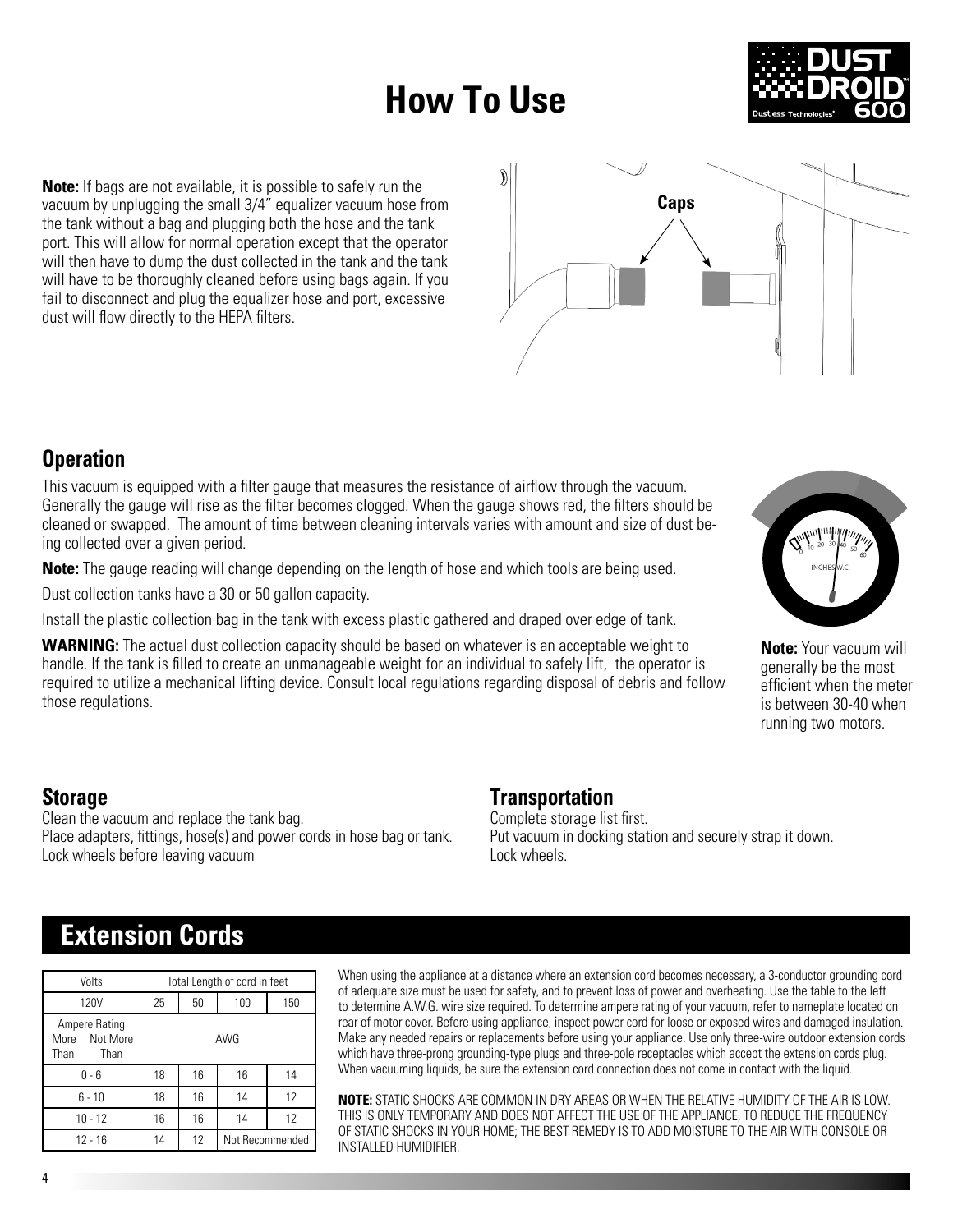# How To Use

**Note:** If bags are not available, it is possible to safely run the vacuum by unplugging the small 3/4" equalizer vacuum hose from the tank without a bag and plugging both the hose and the tank port. This will allow for normal operation except that the operator will then have to dump the dust collected in the tank and the tank will have to be thoroughly cleaned before using bags again. If you fail to disconnect and plug the equalizer hose and port, excessive dust will flow directly to the HEPA filters.

Caps

## Operation

This vacuum is equipped with a filter gauge that measures the resistance of airflow through the vacuum. Generally the gauge will rise as the filter becomes clogged. When the gauge shows red, the filters should be cleaned or swapped. The amount of time between cleaning intervals varies with amount and size of dust being collected over a given period.

**Note:** The gauge reading will change depending on the length of hose and which tools are being used.

Dust collection tanks have a 30 or 50 gallon capacity.

Install the plastic collection bag in the tank with excess plastic gathered and draped over edge of tank.

**WARNING:** The actual dust collection capacity should be based on whatever is an acceptable weight to handle. If the tank is filled to create an unmanageable weight for an individual to safely lift, the operator is required to utilize a mechanical lifting device. Consult local regulations regarding disposal of debris and follow those regulations.

**Note:** Your vacuum will generally be the most efficient when the meter is between 30-40 when running two motors.

## Storage

Clean the vacuum and replace the tank bag.
Place adapters, fittings, hose(s) and power cords in hose bag or tank.
Lock wheels before leaving vacuum

## Transportation

Complete storage list first.
Put vacuum in docking station and securely strap it down.
Lock wheels.

## Extension Cords

| Volts | Total Length of cord in feet | | | |
|---|---|---|---|---|
| 120V | 25 | 50 | 100 | 150 |
| Ampere Rating<br>More Than / Not More Than | AWG | | | |
| 0 - 6 | 18 | 16 | 16 | 14 |
| 6 - 10 | 18 | 16 | 14 | 12 |
| 10 - 12 | 16 | 16 | 14 | 12 |
| 12 - 16 | 14 | 12 | Not Recommended | |

When using the appliance at a distance where an extension cord becomes necessary, a 3-conductor grounding cord of adequate size must be used for safety, and to prevent loss of power and overheating. Use the table to the left to determine A.W.G. wire size required. To determine ampere rating of your vacuum, refer to nameplate located on rear of motor cover. Before using appliance, inspect power cord for loose or exposed wires and damaged insulation. Make any needed repairs or replacements before using your appliance. Use only three-wire outdoor extension cords which have three-prong grounding-type plugs and three-pole receptacles which accept the extension cords plug. When vacuuming liquids, be sure the extension cord connection does not come in contact with the liquid.

**NOTE:** STATIC SHOCKS ARE COMMON IN DRY AREAS OR WHEN THE RELATIVE HUMIDITY OF THE AIR IS LOW. THIS IS ONLY TEMPORARY AND DOES NOT AFFECT THE USE OF THE APPLIANCE, TO REDUCE THE FREQUENCY OF STATIC SHOCKS IN YOUR HOME; THE BEST REMEDY IS TO ADD MOISTURE TO THE AIR WITH CONSOLE OR INSTALLED HUMIDIFIER.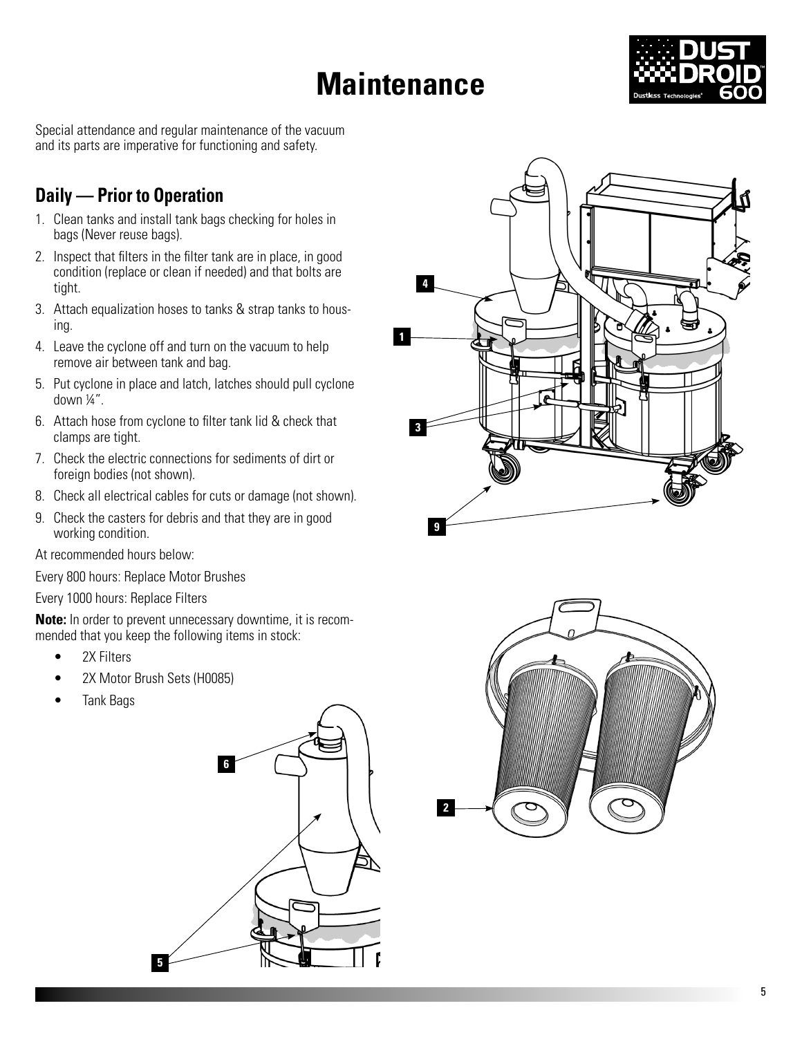# Maintenance

Special attendance and regular maintenance of the vacuum and its parts are imperative for functioning and safety.

## Daily — Prior to Operation

1. Clean tanks and install tank bags checking for holes in bags (Never reuse bags).
2. Inspect that filters in the filter tank are in place, in good condition (replace or clean if needed) and that bolts are tight.
3. Attach equalization hoses to tanks & strap tanks to housing.
4. Leave the cyclone off and turn on the vacuum to help remove air between tank and bag.
5. Put cyclone in place and latch, latches should pull cyclone down ¼".
6. Attach hose from cyclone to filter tank lid & check that clamps are tight.
7. Check the electric connections for sediments of dirt or foreign bodies (not shown).
8. Check all electrical cables for cuts or damage (not shown).
9. Check the casters for debris and that they are in good working condition.

At recommended hours below:

Every 800 hours: Replace Motor Brushes

Every 1000 hours: Replace Filters

**Note:** In order to prevent unnecessary downtime, it is recommended that you keep the following items in stock:

- 2X Filters
- 2X Motor Brush Sets (H0085)
- Tank Bags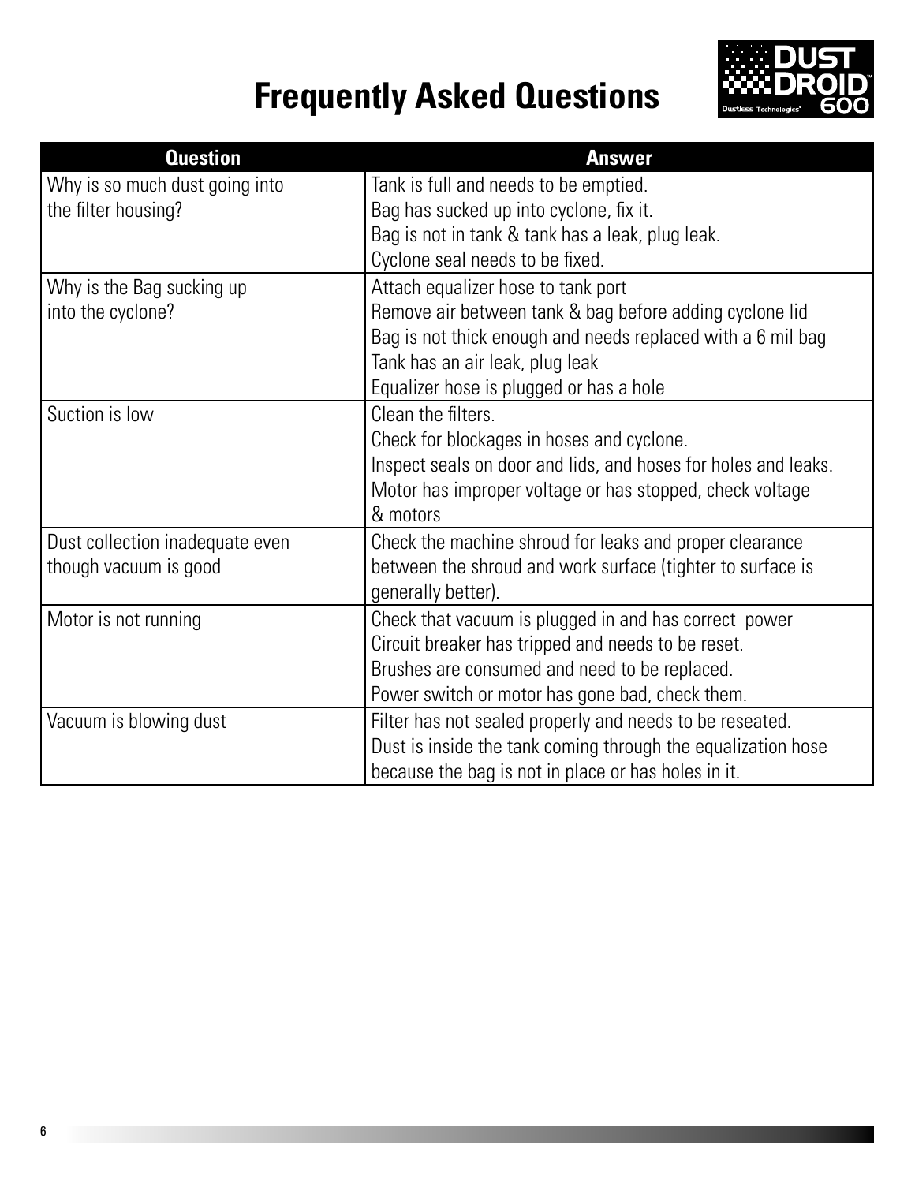# Frequently Asked Questions

| Question | Answer |
|---|---|
| Why is so much dust going into the filter housing? | Tank is full and needs to be emptied.<br>Bag has sucked up into cyclone, fix it.<br>Bag is not in tank & tank has a leak, plug leak.<br>Cyclone seal needs to be fixed. |
| Why is the Bag sucking up into the cyclone? | Attach equalizer hose to tank port<br>Remove air between tank & bag before adding cyclone lid<br>Bag is not thick enough and needs replaced with a 6 mil bag<br>Tank has an air leak, plug leak<br>Equalizer hose is plugged or has a hole |
| Suction is low | Clean the filters.<br>Check for blockages in hoses and cyclone.<br>Inspect seals on door and lids, and hoses for holes and leaks.<br>Motor has improper voltage or has stopped, check voltage & motors |
| Dust collection inadequate even though vacuum is good | Check the machine shroud for leaks and proper clearance between the shroud and work surface (tighter to surface is generally better). |
| Motor is not running | Check that vacuum is plugged in and has correct power<br>Circuit breaker has tripped and needs to be reset.<br>Brushes are consumed and need to be replaced.<br>Power switch or motor has gone bad, check them. |
| Vacuum is blowing dust | Filter has not sealed properly and needs to be reseated.<br>Dust is inside the tank coming through the equalization hose because the bag is not in place or has holes in it. |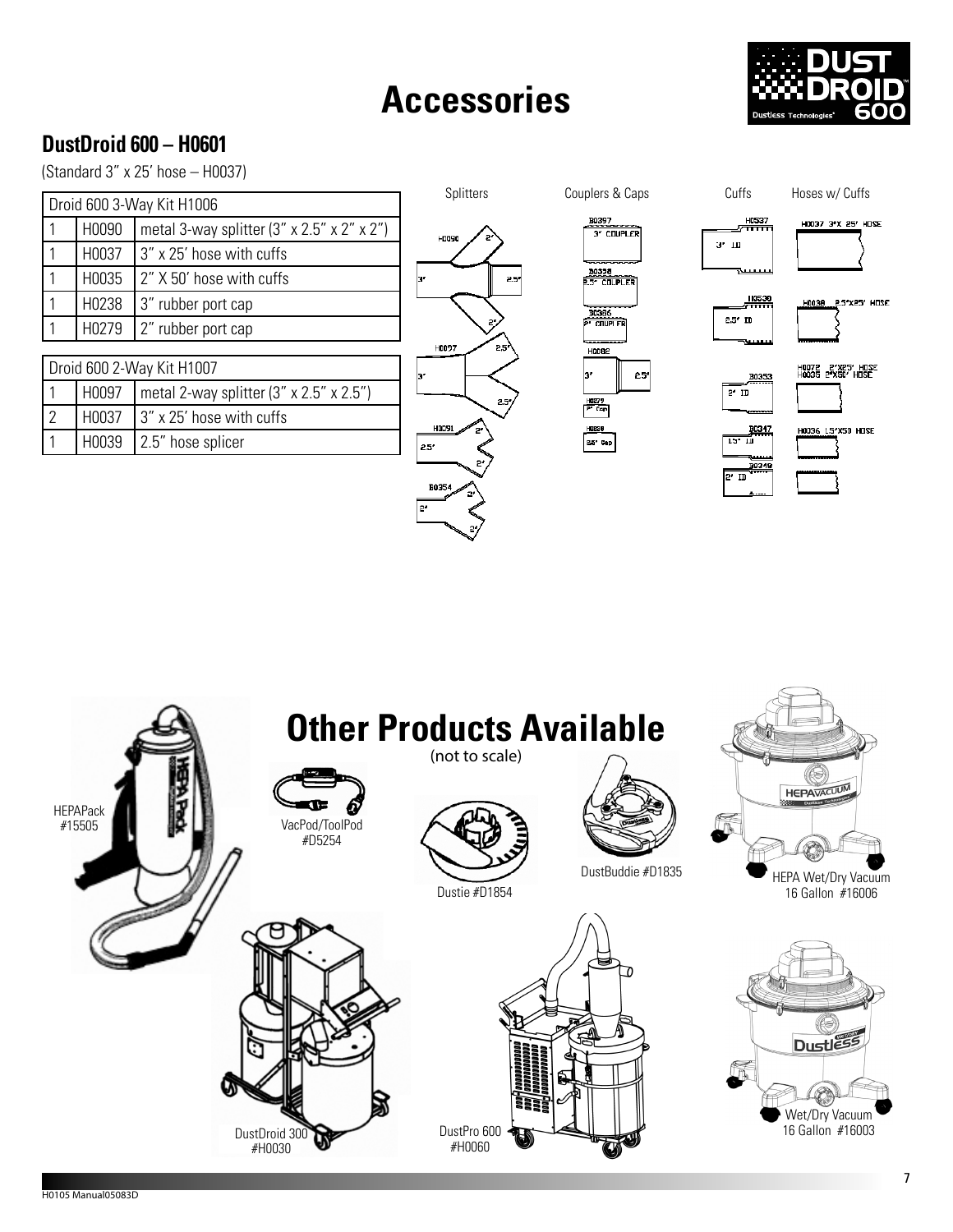# Accessories

## DustDroid 600 – H0601

(Standard 3" x 25' hose – H0037)

| Droid 600 3-Way Kit H1006 | | |
|---|---|---|
| 1 | H0090 | metal 3-way splitter (3" x 2.5" x 2" x 2") |
| 1 | H0037 | 3" x 25' hose with cuffs |
| 1 | H0035 | 2" X 50' hose with cuffs |
| 1 | H0238 | 3" rubber port cap |
| 1 | H0279 | 2" rubber port cap |

| Droid 600 2-Way Kit H1007 | | |
|---|---|---|
| 1 | H0097 | metal 2-way splitter (3" x 2.5" x 2.5") |
| 2 | H0037 | 3" x 25' hose with cuffs |
| 1 | H0039 | 2.5" hose splicer |

Splitters

Couplers & Caps

Cuffs

Hoses w/ Cuffs

# Other Products Available

(not to scale)

HEPAPack #15505

VacPod/ToolPod #D5254

Dustie #D1854

DustBuddie #D1835

HEPA Wet/Dry Vacuum 16 Gallon #16006

DustDroid 300 #H0030

DustPro 600 #H0060

Wet/Dry Vacuum 16 Gallon #16003

H0105 Manual05083D